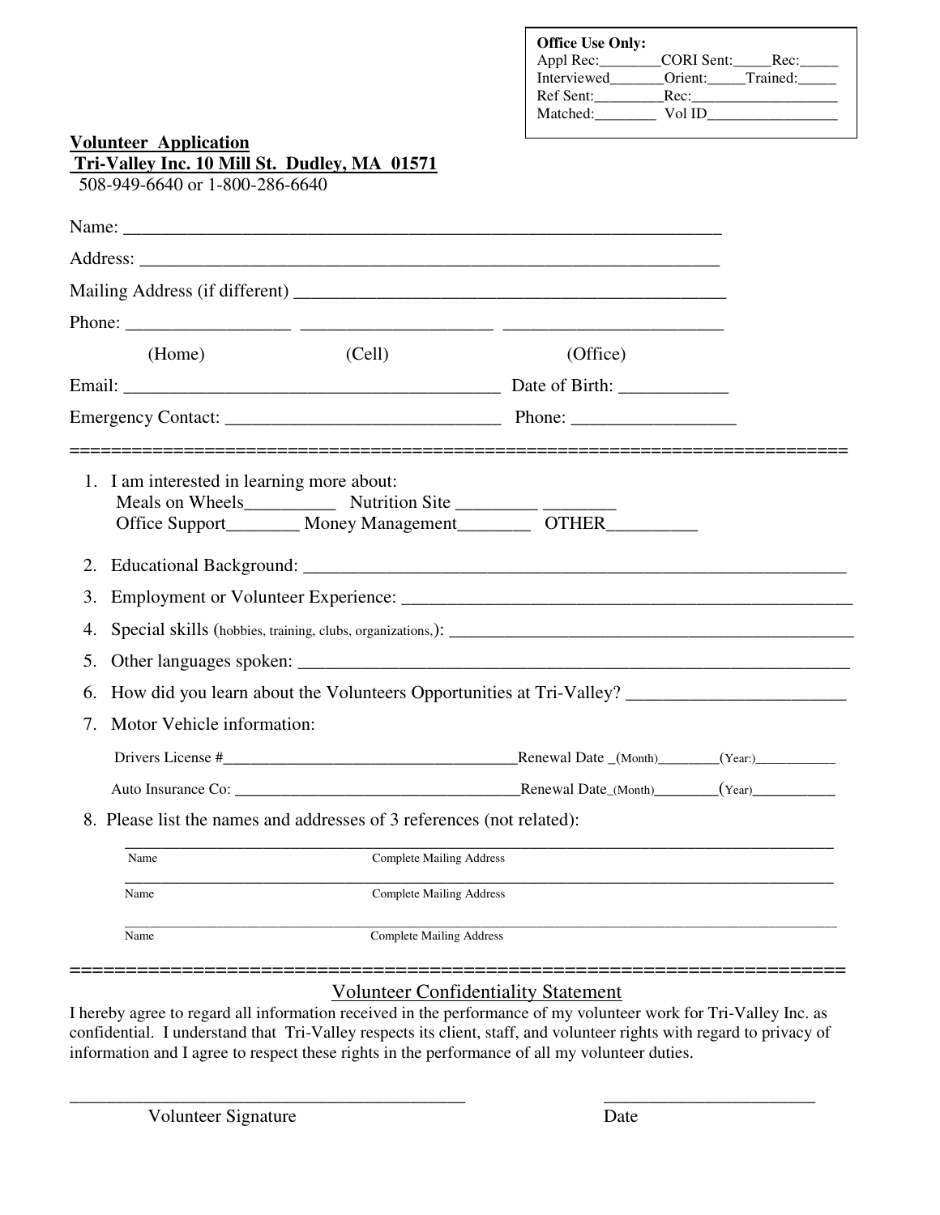**Office Use Only:**
Appl Rec:________CORI Sent:_____Rec:_____
Interviewed_______Orient:_____Trained:_____
Ref Sent:_________Rec:___________________
Matched:________ Vol ID_________________

**Volunteer Application**
**Tri-Valley Inc. 10 Mill St. Dudley, MA 01571**
508-949-6640 or 1-800-286-6640

Name: ___________________________________________________________________

Address: _________________________________________________________________

Mailing Address (if different) ______________________________________________

Phone: _________________ ____________________ _______________________
(Home) (Cell) (Office)

Email: _________________________________________ Date of Birth: ___________

Emergency Contact: _____________________________ Phone: _________________

==========================================================================

1. I am interested in learning more about:
   Meals on Wheels__________ Nutrition Site _________ ________
   Office Support________ Money Management________ OTHER_________
2. Educational Background: ___________________________________________________
3. Employment or Volunteer Experience: ________________________________________
4. Special skills (hobbies, training, clubs, organizations,): ______________________________
5. Other languages spoken: ____________________________________________________
6. How did you learn about the Volunteers Opportunities at Tri-Valley? _______________________
7. Motor Vehicle information:
   Drivers License #___________________________________Renewal Date _(Month)________(Year:)___________
   Auto Insurance Co: __________________________________Renewal Date_(Month)________(Year)__________
8. Please list the names and addresses of 3 references (not related):
   ___________________________________________________________________________
   Name Complete Mailing Address
   ___________________________________________________________________________
   Name Complete Mailing Address
   ___________________________________________________________________________
   Name Complete Mailing Address

==========================================================================

## Volunteer Confidentiality Statement

I hereby agree to regard all information received in the performance of my volunteer work for Tri-Valley Inc. as confidential. I understand that Tri-Valley respects its client, staff, and volunteer rights with regard to privacy of information and I agree to respect these rights in the performance of all my volunteer duties.

_____________________________________________ _______________________
Volunteer Signature Date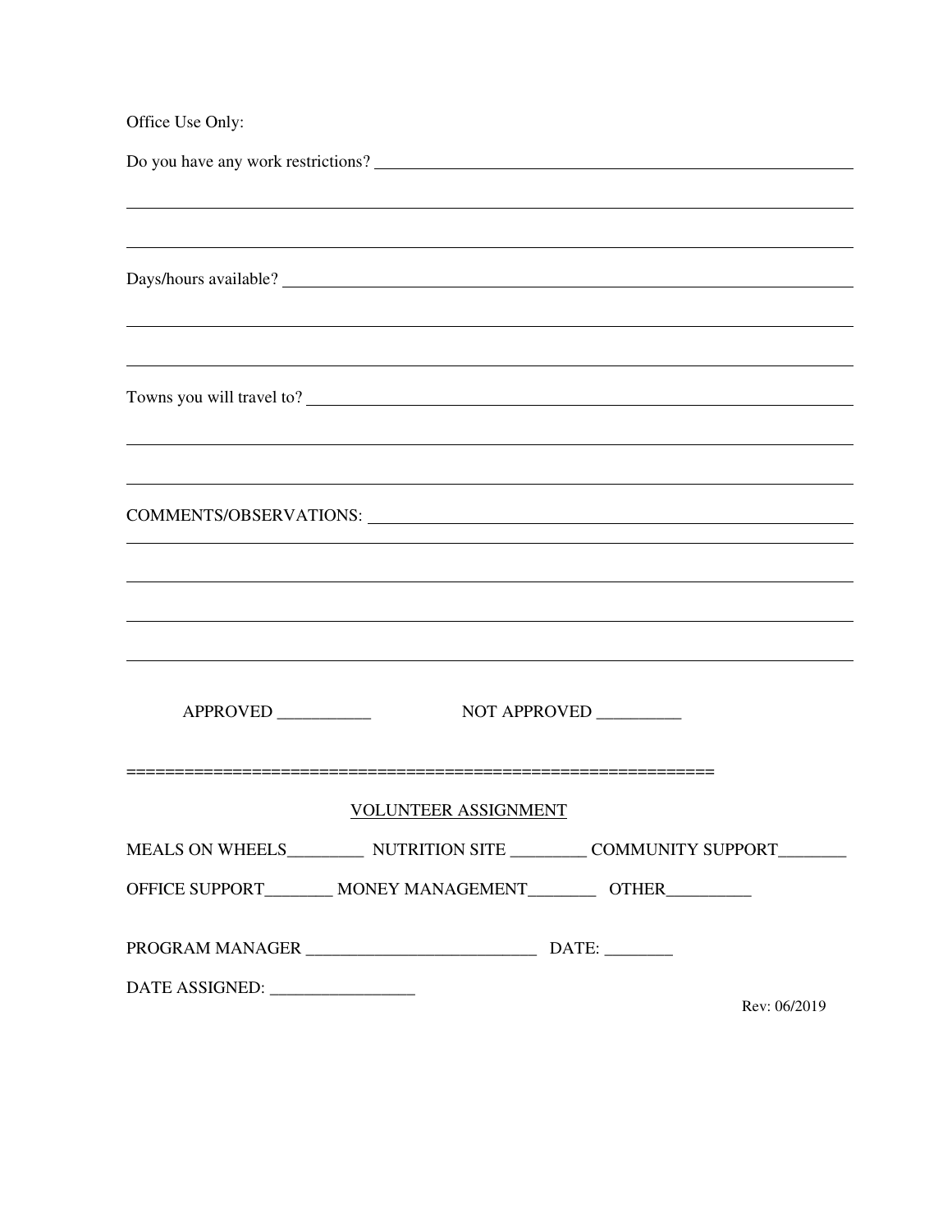Office Use Only:

Do you have any work restrictions? ______________________________________________

______________________________________________________________________

______________________________________________________________________

Days/hours available? ___________________________________________________

______________________________________________________________________

______________________________________________________________________

Towns you will travel to? _________________________________________________

______________________________________________________________________

______________________________________________________________________

COMMENTS/OBSERVATIONS: ________________________________________

______________________________________________________________________

______________________________________________________________________

______________________________________________________________________

______________________________________________________________________

APPROVED ___________ NOT APPROVED __________

============================================================

VOLUNTEER ASSIGNMENT

MEALS ON WHEELS_________ NUTRITION SITE _________ COMMUNITY SUPPORT________

OFFICE SUPPORT________ MONEY MANAGEMENT________ OTHER__________

PROGRAM MANAGER ___________________________ DATE: ________

DATE ASSIGNED: _________________

Rev: 06/2019